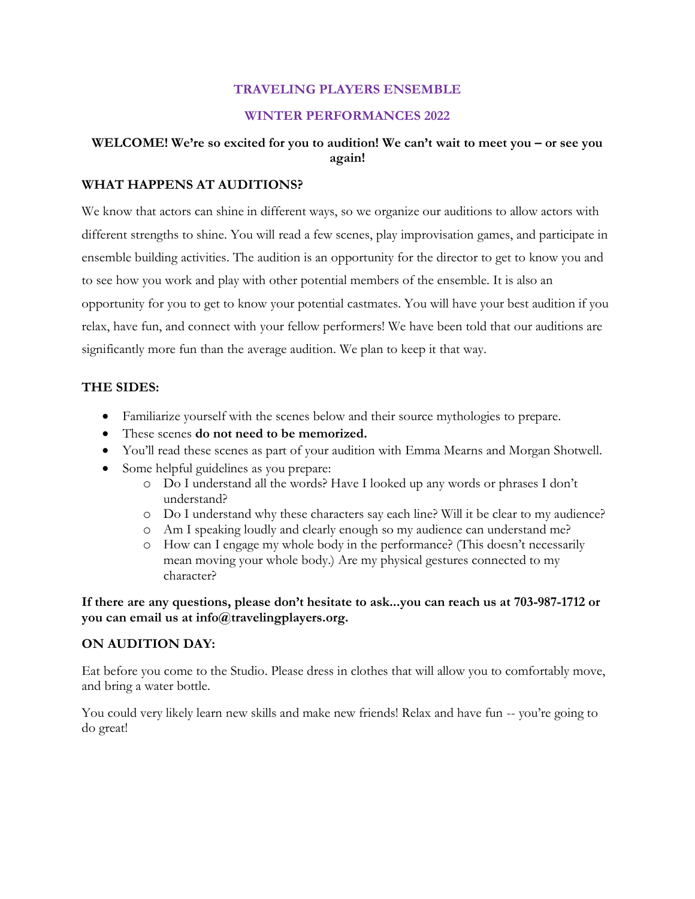# TRAVELING PLAYERS ENSEMBLE

## WINTER PERFORMANCES 2022

**WELCOME! We're so excited for you to audition! We can't wait to meet you – or see you again!**

## WHAT HAPPENS AT AUDITIONS?

We know that actors can shine in different ways, so we organize our auditions to allow actors with different strengths to shine. You will read a few scenes, play improvisation games, and participate in ensemble building activities. The audition is an opportunity for the director to get to know you and to see how you work and play with other potential members of the ensemble. It is also an opportunity for you to get to know your potential castmates. You will have your best audition if you relax, have fun, and connect with your fellow performers! We have been told that our auditions are significantly more fun than the average audition. We plan to keep it that way.

## THE SIDES:

- Familiarize yourself with the scenes below and their source mythologies to prepare.
- These scenes **do not need to be memorized.**
- You'll read these scenes as part of your audition with Emma Mearns and Morgan Shotwell.
- Some helpful guidelines as you prepare:
    - Do I understand all the words? Have I looked up any words or phrases I don't understand?
    - Do I understand why these characters say each line? Will it be clear to my audience?
    - Am I speaking loudly and clearly enough so my audience can understand me?
    - How can I engage my whole body in the performance? (This doesn't necessarily mean moving your whole body.) Are my physical gestures connected to my character?

**If there are any questions, please don't hesitate to ask...you can reach us at 703-987-1712 or you can email us at info@travelingplayers.org.**

## ON AUDITION DAY:

Eat before you come to the Studio. Please dress in clothes that will allow you to comfortably move, and bring a water bottle.

You could very likely learn new skills and make new friends! Relax and have fun -- you're going to do great!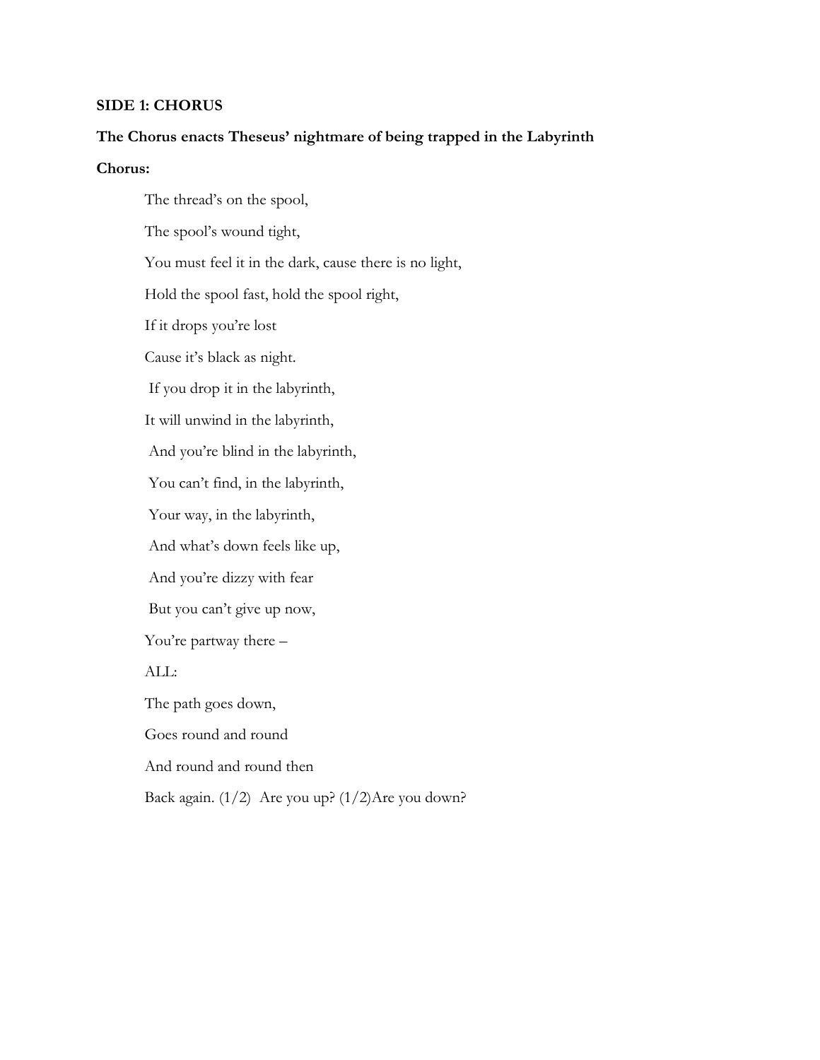**SIDE 1: CHORUS**

**The Chorus enacts Theseus' nightmare of being trapped in the Labyrinth**

**Chorus:**

The thread's on the spool,

The spool's wound tight,

You must feel it in the dark, cause there is no light,

Hold the spool fast, hold the spool right,

If it drops you're lost

Cause it's black as night.

If you drop it in the labyrinth,

It will unwind in the labyrinth,

And you're blind in the labyrinth,

You can't find, in the labyrinth,

Your way, in the labyrinth,

And what's down feels like up,

And you're dizzy with fear

But you can't give up now,

You're partway there –

ALL:

The path goes down,

Goes round and round

And round and round then

Back again. (1/2) Are you up? (1/2)Are you down?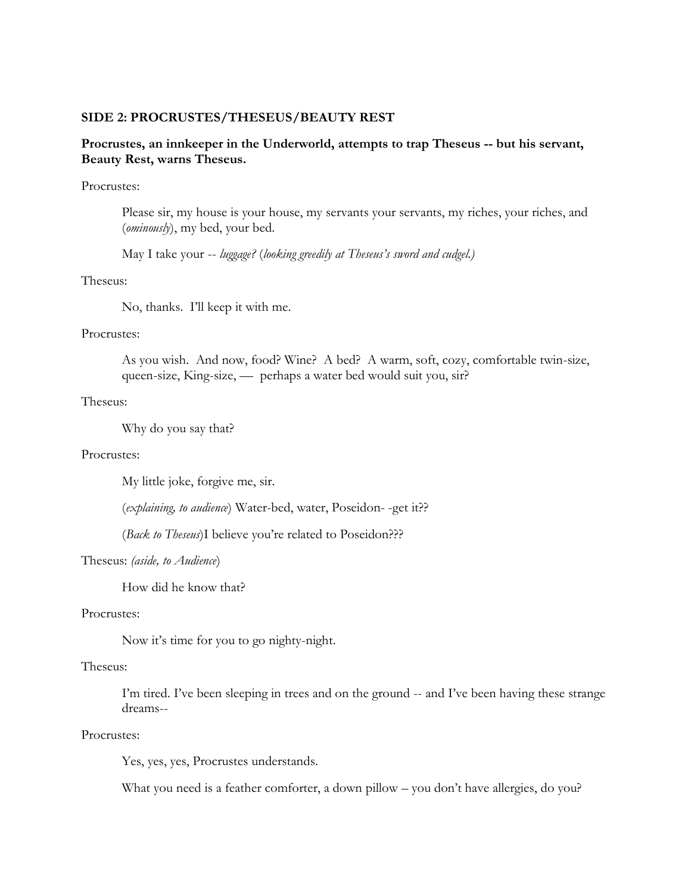**SIDE 2: PROCRUSTES/THESEUS/BEAUTY REST**

**Procrustes, an innkeeper in the Underworld, attempts to trap Theseus -- but his servant, Beauty Rest, warns Theseus.**

Procrustes:

> Please sir, my house is your house, my servants your servants, my riches, your riches, and (*ominously*), my bed, your bed.
>
> May I take your -- *luggage?* (*looking greedily at Theseus's sword and cudgel.)*

Theseus:

> No, thanks. I'll keep it with me.

Procrustes:

> As you wish. And now, food? Wine? A bed? A warm, soft, cozy, comfortable twin-size, queen-size, King-size, — perhaps a water bed would suit you, sir?

Theseus:

> Why do you say that?

Procrustes:

> My little joke, forgive me, sir.
>
> (*explaining, to audience*) Water-bed, water, Poseidon- -get it??
>
> (*Back to Theseus*)I believe you're related to Poseidon???

Theseus: *(aside, to Audience*)

> How did he know that?

Procrustes:

> Now it's time for you to go nighty-night.

Theseus:

> I'm tired. I've been sleeping in trees and on the ground -- and I've been having these strange dreams--

Procrustes:

> Yes, yes, yes, Procrustes understands.
>
> What you need is a feather comforter, a down pillow – you don't have allergies, do you?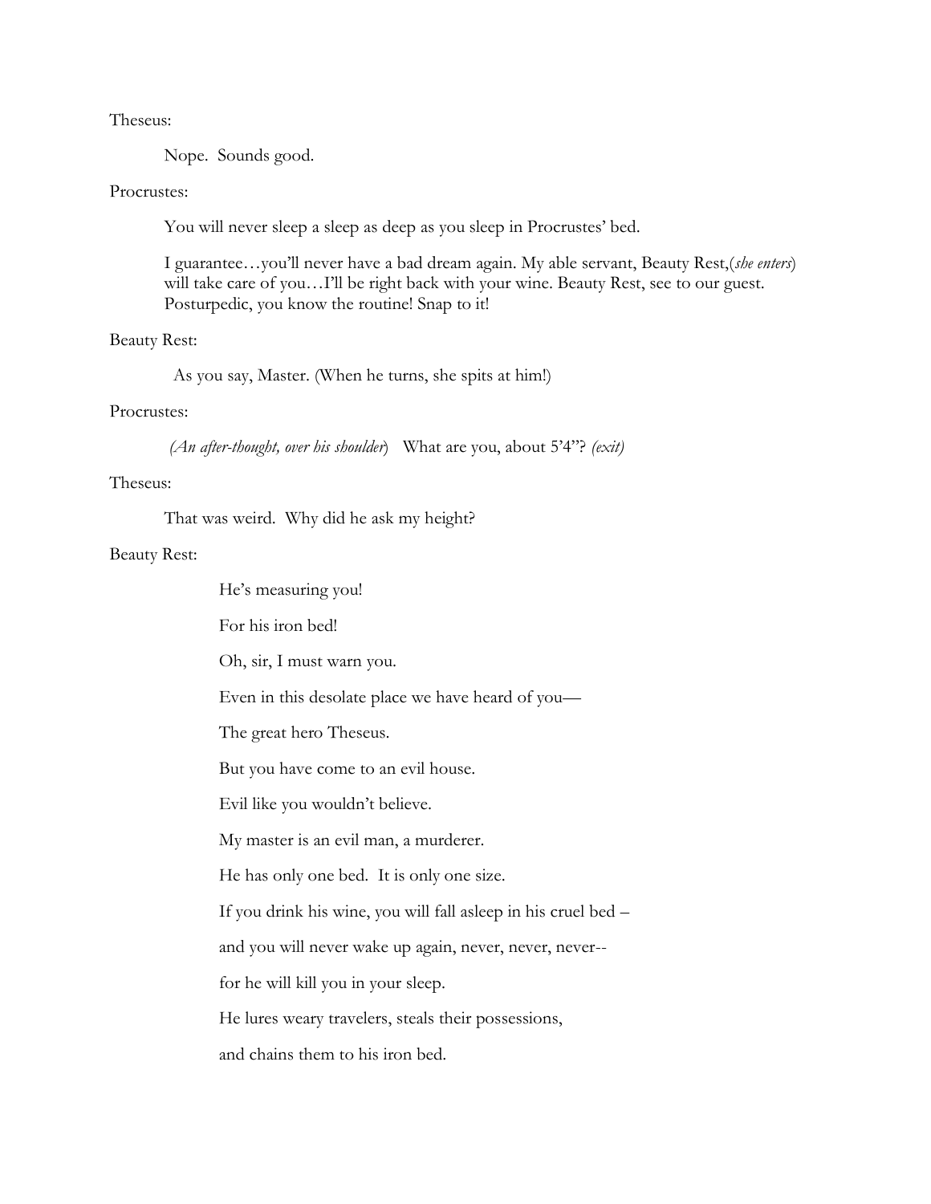Theseus:

Nope. Sounds good.

Procrustes:

You will never sleep a sleep as deep as you sleep in Procrustes' bed.

I guarantee…you'll never have a bad dream again. My able servant, Beauty Rest,(*she enters*) will take care of you…I'll be right back with your wine. Beauty Rest, see to our guest. Posturpedic, you know the routine! Snap to it!

Beauty Rest:

As you say, Master. (When he turns, she spits at him!)

Procrustes:

*(An after-thought, over his shoulder*) What are you, about 5'4"? *(exit)*

Theseus:

That was weird. Why did he ask my height?

Beauty Rest:

He's measuring you!

For his iron bed!

Oh, sir, I must warn you.

Even in this desolate place we have heard of you—

The great hero Theseus.

But you have come to an evil house.

Evil like you wouldn't believe.

My master is an evil man, a murderer.

He has only one bed. It is only one size.

If you drink his wine, you will fall asleep in his cruel bed –

and you will never wake up again, never, never, never--

for he will kill you in your sleep.

He lures weary travelers, steals their possessions,

and chains them to his iron bed.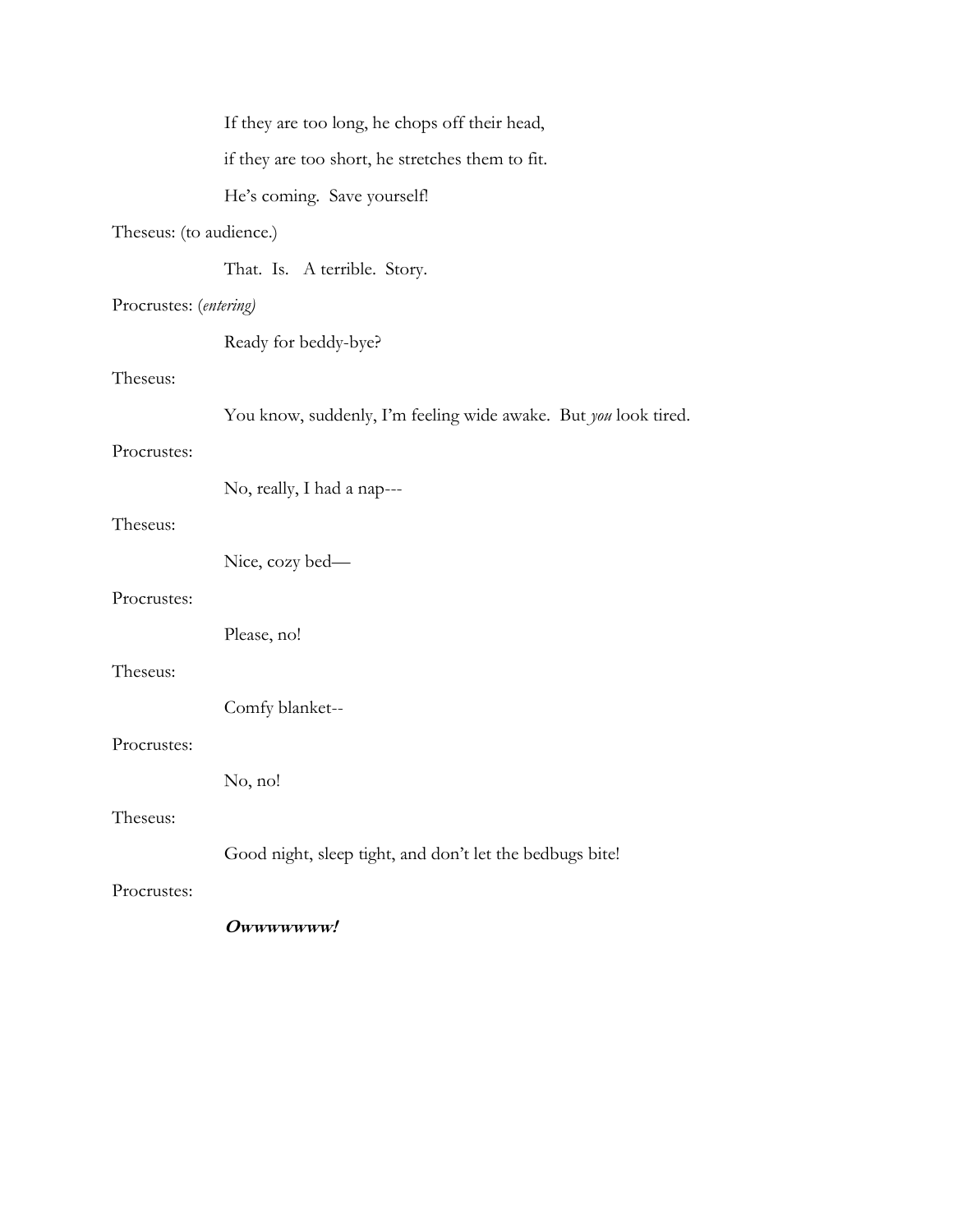If they are too long, he chops off their head,

if they are too short, he stretches them to fit.

He's coming. Save yourself!

Theseus: (to audience.)

That. Is. A terrible. Story.

Procrustes: (*entering)*

Ready for beddy-bye?

Theseus:

You know, suddenly, I'm feeling wide awake. But *you* look tired.

Procrustes:

No, really, I had a nap---

Theseus:

Nice, cozy bed—

Procrustes:

Please, no!

Theseus:

Comfy blanket--

Procrustes:

No, no!

Theseus:

Good night, sleep tight, and don't let the bedbugs bite!

Procrustes:

***Owwwwwww!***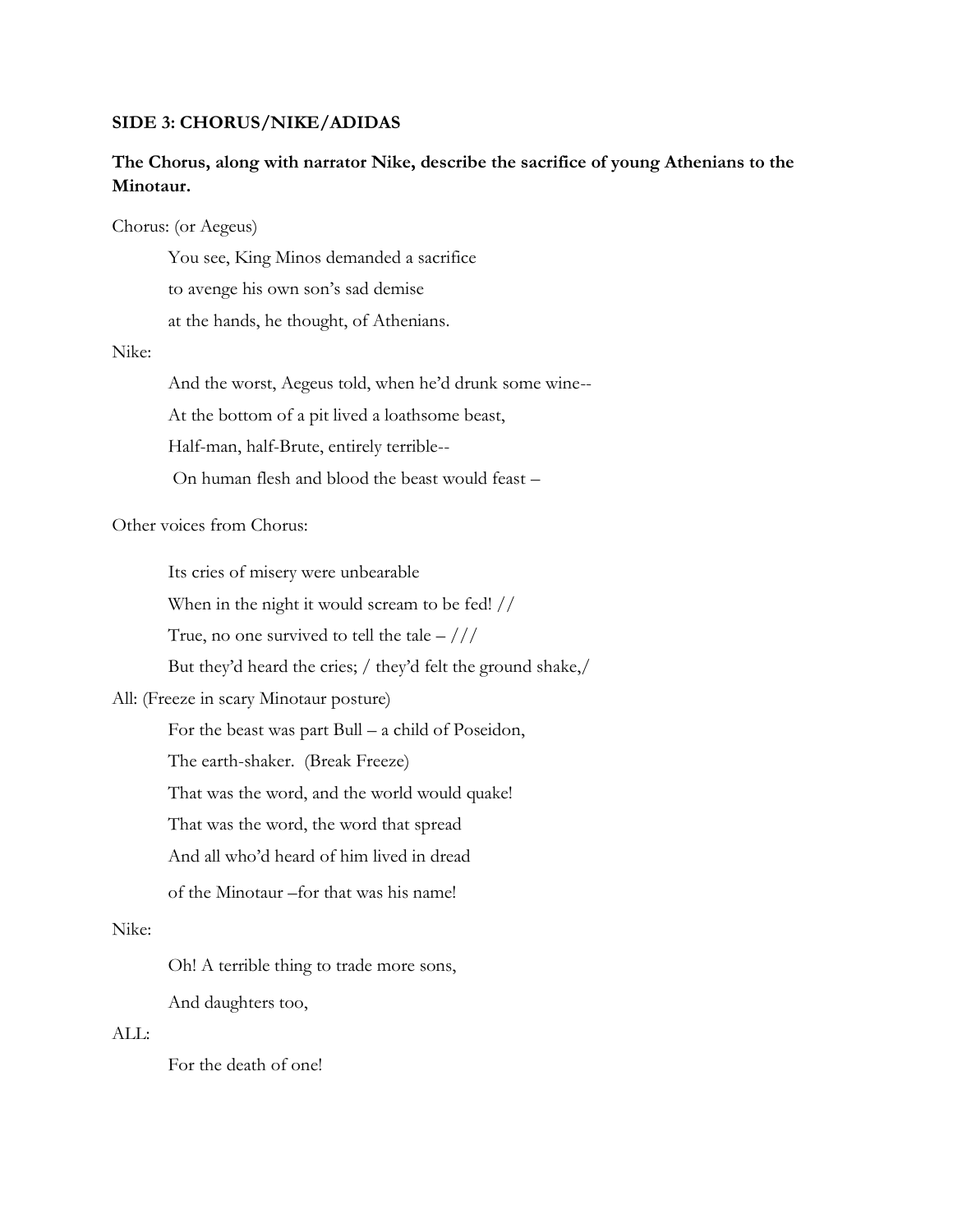**SIDE 3: CHORUS/NIKE/ADIDAS**

**The Chorus, along with narrator Nike, describe the sacrifice of young Athenians to the Minotaur.**

Chorus: (or Aegeus)

> You see, King Minos demanded a sacrifice
>
> to avenge his own son's sad demise
>
> at the hands, he thought, of Athenians.

Nike:

> And the worst, Aegeus told, when he'd drunk some wine--
>
> At the bottom of a pit lived a loathsome beast,
>
> Half-man, half-Brute, entirely terrible--
>
> On human flesh and blood the beast would feast –

Other voices from Chorus:

> Its cries of misery were unbearable
>
> When in the night it would scream to be fed! //
>
> True, no one survived to tell the tale – ///
>
> But they'd heard the cries; / they'd felt the ground shake,/

All: (Freeze in scary Minotaur posture)

> For the beast was part Bull – a child of Poseidon,
>
> The earth-shaker. (Break Freeze)
>
> That was the word, and the world would quake!
>
> That was the word, the word that spread
>
> And all who'd heard of him lived in dread
>
> of the Minotaur –for that was his name!

Nike:

> Oh! A terrible thing to trade more sons,
>
> And daughters too,

ALL:

> For the death of one!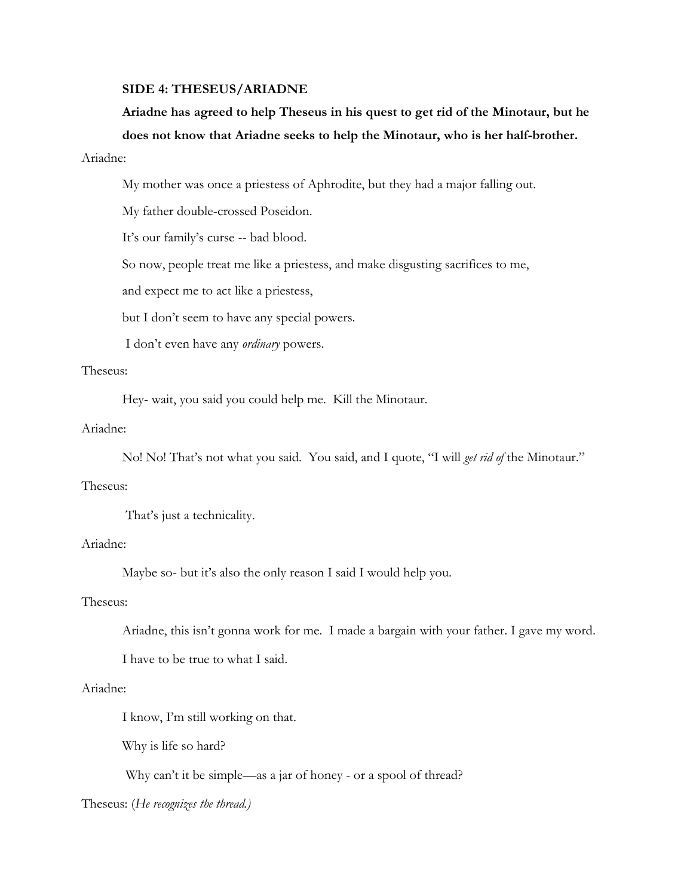**SIDE 4: THESEUS/ARIADNE**

**Ariadne has agreed to help Theseus in his quest to get rid of the Minotaur, but he does not know that Ariadne seeks to help the Minotaur, who is her half-brother.**

Ariadne:

My mother was once a priestess of Aphrodite, but they had a major falling out.

My father double-crossed Poseidon.

It's our family's curse -- bad blood.

So now, people treat me like a priestess, and make disgusting sacrifices to me,

and expect me to act like a priestess,

but I don't seem to have any special powers.

I don't even have any *ordinary* powers.

Theseus:

Hey- wait, you said you could help me. Kill the Minotaur.

Ariadne:

No! No! That's not what you said. You said, and I quote, "I will *get rid of* the Minotaur."

Theseus:

That's just a technicality.

Ariadne:

Maybe so- but it's also the only reason I said I would help you.

Theseus:

Ariadne, this isn't gonna work for me. I made a bargain with your father. I gave my word.

I have to be true to what I said.

Ariadne:

I know, I'm still working on that.

Why is life so hard?

Why can't it be simple—as a jar of honey - or a spool of thread?

Theseus: (*He recognizes the thread.)*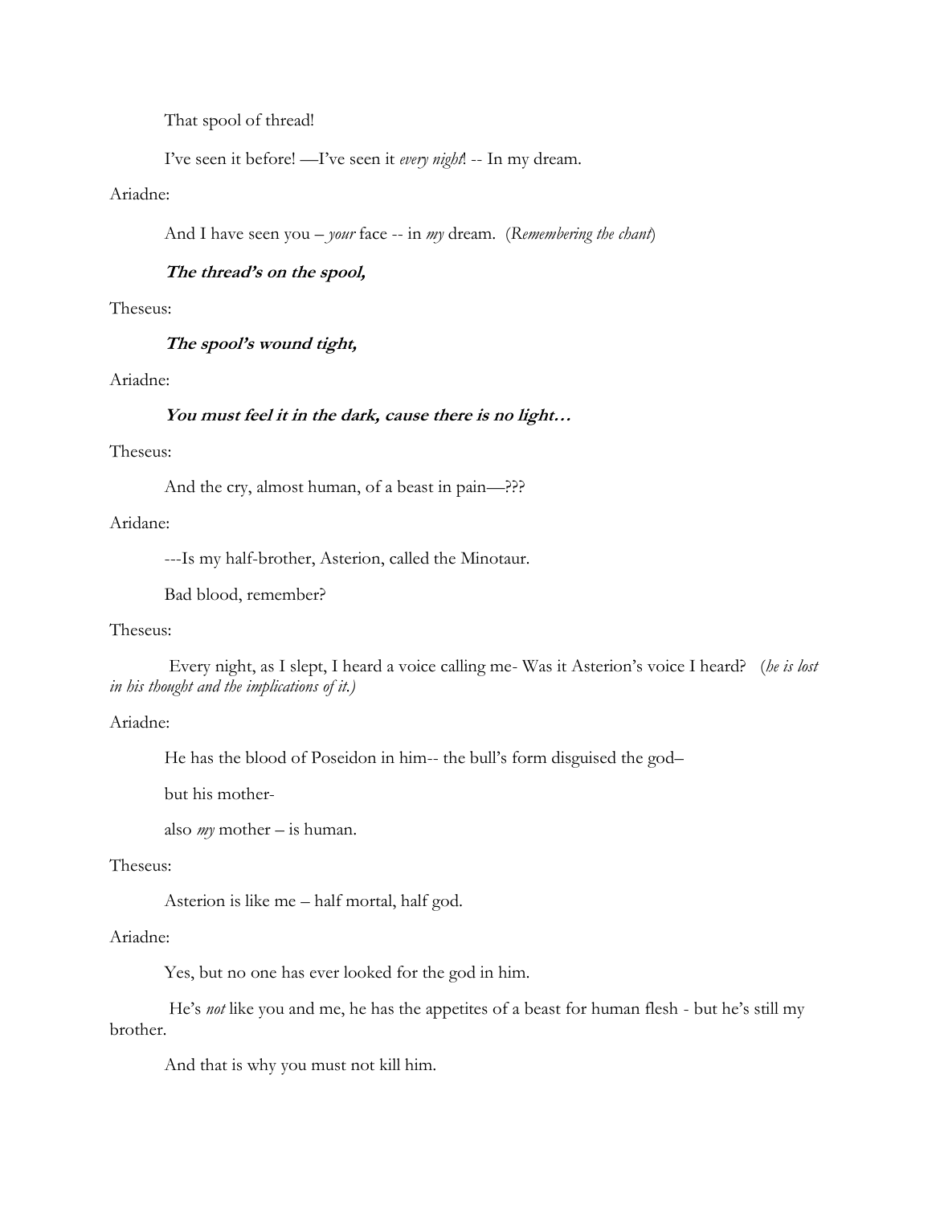That spool of thread!

I've seen it before! —I've seen it *every night*! -- In my dream.

Ariadne:

And I have seen you – *your* face -- in *my* dream. (*Remembering the chant*)

***The thread's on the spool,***

Theseus:

***The spool's wound tight,***

Ariadne:

***You must feel it in the dark, cause there is no light…***

Theseus:

And the cry, almost human, of a beast in pain—???

Aridane:

---Is my half-brother, Asterion, called the Minotaur.

Bad blood, remember?

Theseus:

Every night, as I slept, I heard a voice calling me- Was it Asterion's voice I heard? (*he is lost in his thought and the implications of it.)*

Ariadne:

He has the blood of Poseidon in him-- the bull's form disguised the god–

but his mother-

also *my* mother – is human.

Theseus:

Asterion is like me – half mortal, half god.

Ariadne:

Yes, but no one has ever looked for the god in him.

He's *not* like you and me, he has the appetites of a beast for human flesh - but he's still my brother.

And that is why you must not kill him.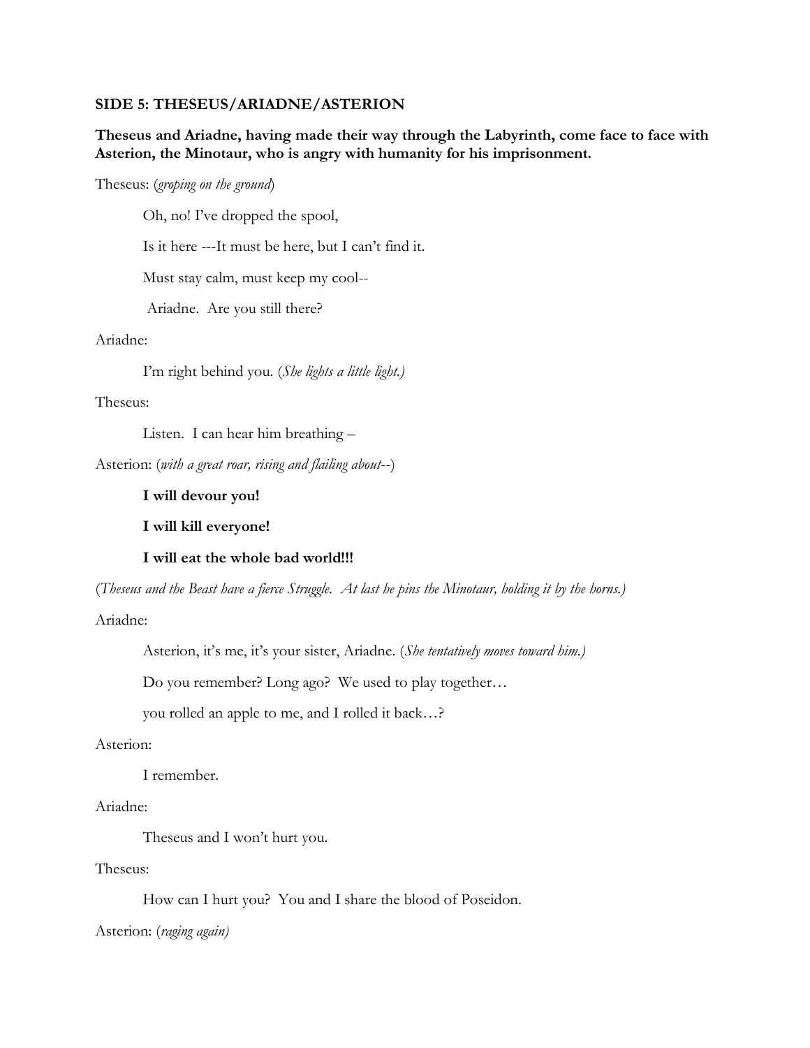**SIDE 5: THESEUS/ARIADNE/ASTERION**

**Theseus and Ariadne, having made their way through the Labyrinth, come face to face with Asterion, the Minotaur, who is angry with humanity for his imprisonment.**

Theseus: (*groping on the ground*)

Oh, no! I've dropped the spool,

Is it here ---It must be here, but I can't find it.

Must stay calm, must keep my cool--

Ariadne. Are you still there?

Ariadne:

I'm right behind you. (*She lights a little light.)*

Theseus:

Listen. I can hear him breathing –

Asterion: (*with a great roar, rising and flailing about--*)

**I will devour you!**

**I will kill everyone!**

**I will eat the whole bad world!!!**

(*Theseus and the Beast have a fierce Struggle. At last he pins the Minotaur, holding it by the horns.)*

Ariadne:

Asterion, it's me, it's your sister, Ariadne. (*She tentatively moves toward him.)*

Do you remember? Long ago? We used to play together…

you rolled an apple to me, and I rolled it back…?

Asterion:

I remember.

Ariadne:

Theseus and I won't hurt you.

Theseus:

How can I hurt you? You and I share the blood of Poseidon.

Asterion: (*raging again)*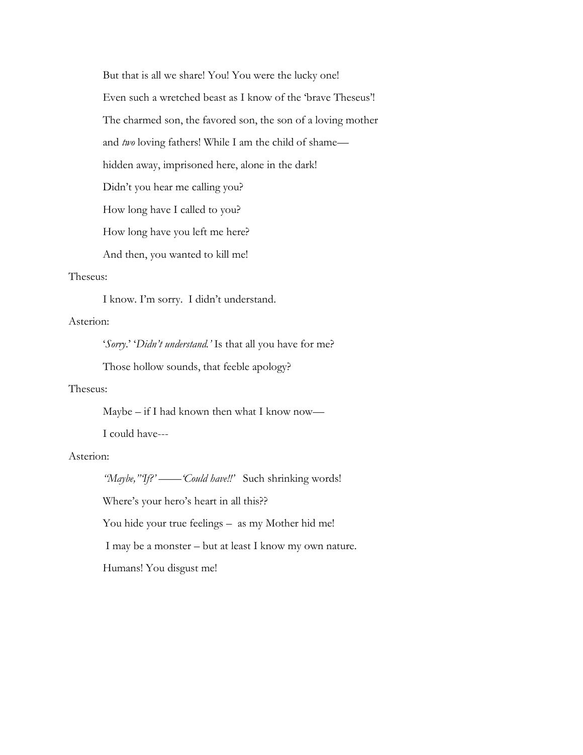But that is all we share! You! You were the lucky one!

Even such a wretched beast as I know of the 'brave Theseus'!

The charmed son, the favored son, the son of a loving mother

and *two* loving fathers! While I am the child of shame—

hidden away, imprisoned here, alone in the dark!

Didn't you hear me calling you?

How long have I called to you?

How long have you left me here?

And then, you wanted to kill me!

Theseus:

I know. I'm sorry. I didn't understand.

Asterion:

'*Sorry*.' '*Didn't understand.'* Is that all you have for me?

Those hollow sounds, that feeble apology?

Theseus:

Maybe – if I had known then what I know now—

I could have---

Asterion:

*"Maybe," "If?' ——'Could have!!'* Such shrinking words!

Where's your hero's heart in all this??

You hide your true feelings – as my Mother hid me!

I may be a monster – but at least I know my own nature.

Humans! You disgust me!